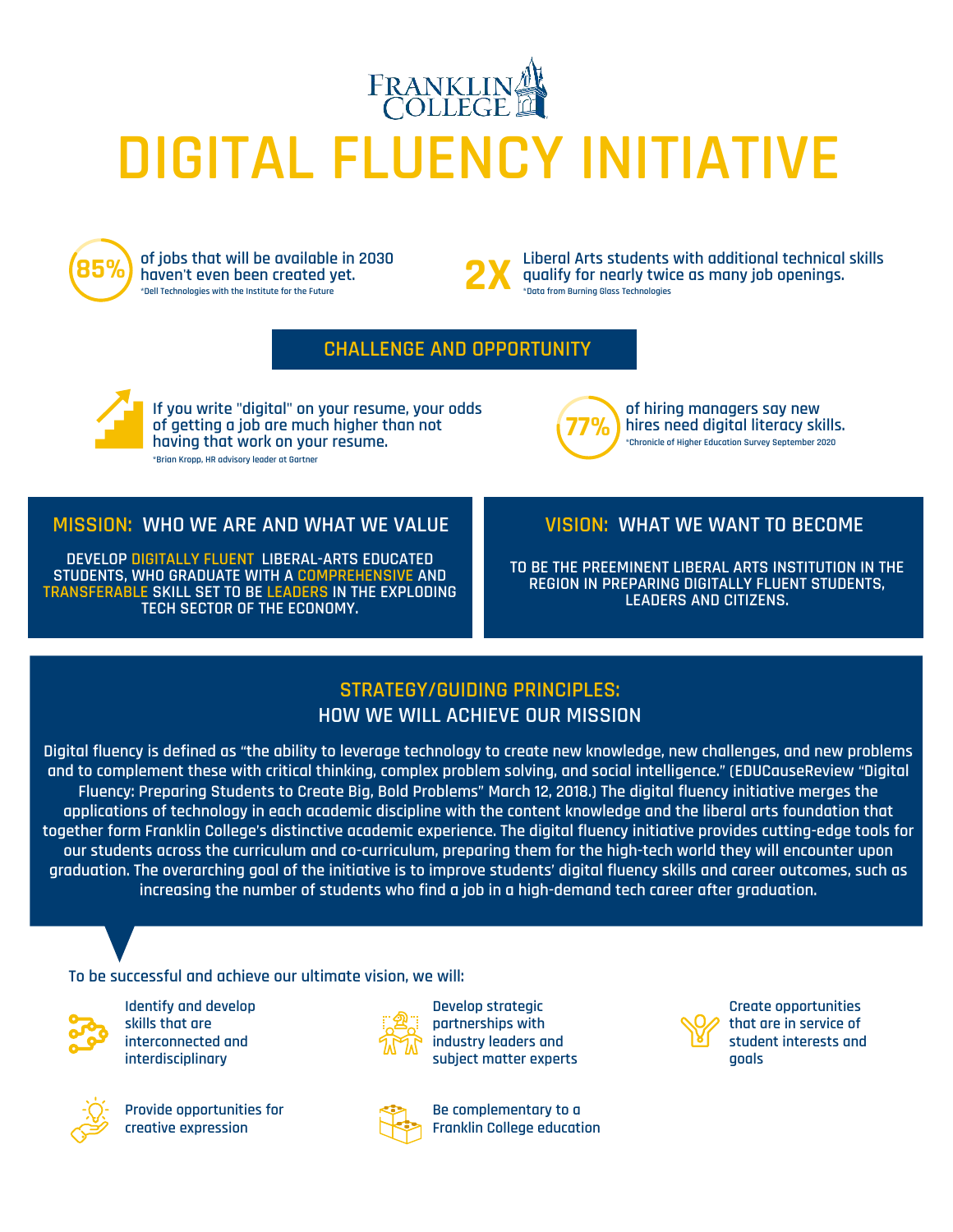# FRANKLIN COLLEGE

# DIGITAL FLUENCY INITIATIVE

**85%** of jobs that will be available in 2030 haven't even been created yet.
*Dell Technologies with the Institute for the Future

**2X** Liberal Arts students with additional technical skills qualify for nearly twice as many job openings.
*Data from Burning Glass Technologies

## CHALLENGE AND OPPORTUNITY

If you write "digital" on your resume, your odds of getting a job are much higher than not having that work on your resume.
*Brian Kropp, HR advisory leader at Gartner

**77%** of hiring managers say new hires need digital literacy skills.
*Chronicle of Higher Education Survey September 2020

## MISSION: WHO WE ARE AND WHAT WE VALUE

DEVELOP **DIGITALLY FLUENT** LIBERAL-ARTS EDUCATED STUDENTS, WHO GRADUATE WITH A **COMPREHENSIVE** AND **TRANSFERABLE** SKILL SET TO BE **LEADERS** IN THE EXPLODING TECH SECTOR OF THE ECONOMY.

## VISION: WHAT WE WANT TO BECOME

TO BE THE PREEMINENT LIBERAL ARTS INSTITUTION IN THE REGION IN PREPARING DIGITALLY FLUENT STUDENTS, LEADERS AND CITIZENS.

## STRATEGY/GUIDING PRINCIPLES: HOW WE WILL ACHIEVE OUR MISSION

Digital fluency is defined as "the ability to leverage technology to create new knowledge, new challenges, and new problems and to complement these with critical thinking, complex problem solving, and social intelligence." (EDUCauseReview "Digital Fluency: Preparing Students to Create Big, Bold Problems" March 12, 2018.) The digital fluency initiative merges the applications of technology in each academic discipline with the content knowledge and the liberal arts foundation that together form Franklin College's distinctive academic experience. The digital fluency initiative provides cutting-edge tools for our students across the curriculum and co-curriculum, preparing them for the high-tech world they will encounter upon graduation. The overarching goal of the initiative is to improve students' digital fluency skills and career outcomes, such as increasing the number of students who find a job in a high-demand tech career after graduation.

To be successful and achieve our ultimate vision, we will:

- Identify and develop skills that are interconnected and interdisciplinary
- Develop strategic partnerships with industry leaders and subject matter experts
- Create opportunities that are in service of student interests and goals
- Provide opportunities for creative expression
- Be complementary to a Franklin College education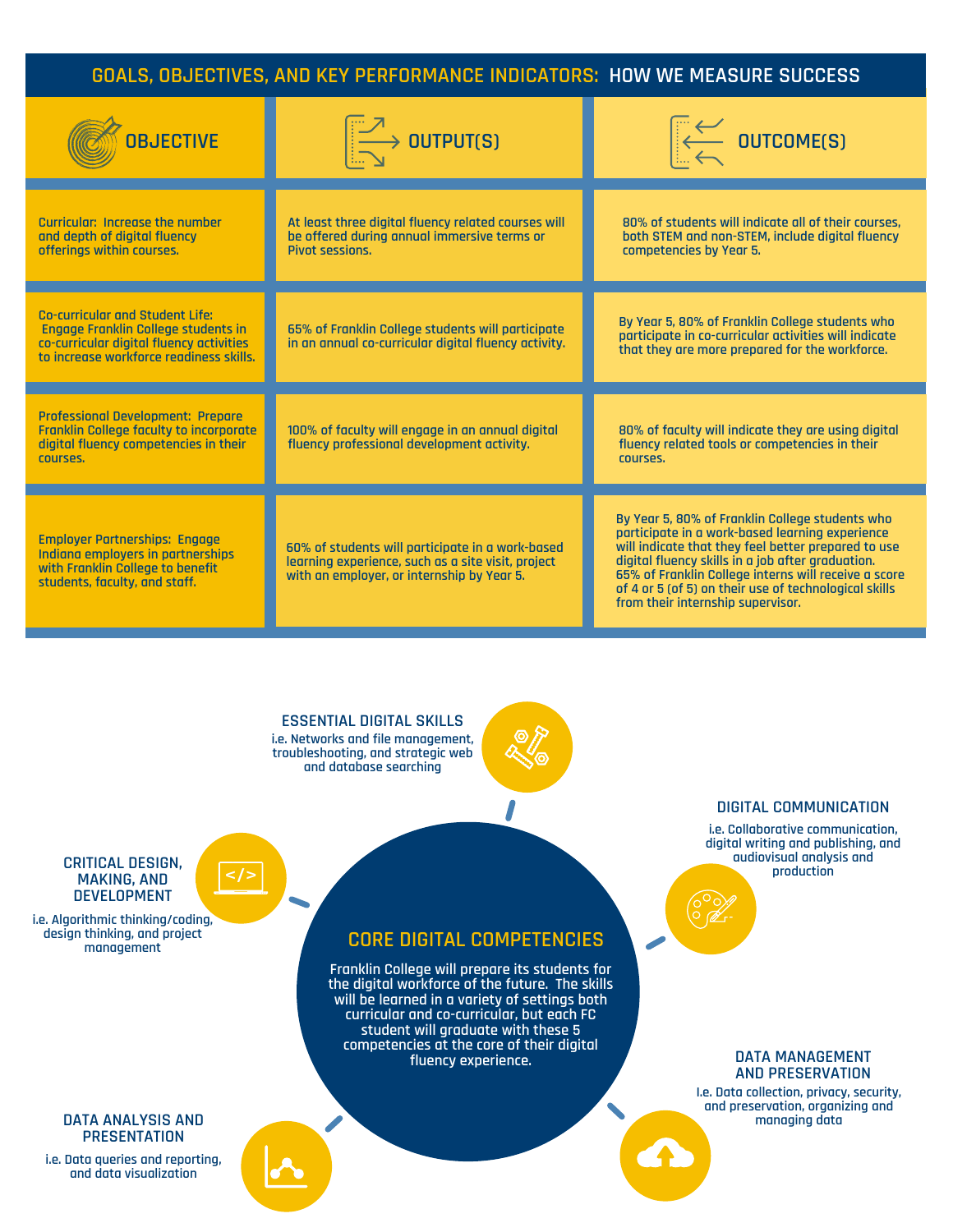## GOALS, OBJECTIVES, AND KEY PERFORMANCE INDICATORS: HOW WE MEASURE SUCCESS

| OBJECTIVE | OUTPUT(S) | OUTCOME(S) |
|---|---|---|
| Curricular: Increase the number and depth of digital fluency offerings within courses. | At least three digital fluency related courses will be offered during annual immersive terms or Pivot sessions. | 80% of students will indicate all of their courses, both STEM and non-STEM, include digital fluency competencies by Year 5. |
| Co-curricular and Student Life: Engage Franklin College students in co-curricular digital fluency activities to increase workforce readiness skills. | 65% of Franklin College students will participate in an annual co-curricular digital fluency activity. | By Year 5, 80% of Franklin College students who participate in co-curricular activities will indicate that they are more prepared for the workforce. |
| Professional Development: Prepare Franklin College faculty to incorporate digital fluency competencies in their courses. | 100% of faculty will engage in an annual digital fluency professional development activity. | 80% of faculty will indicate they are using digital fluency related tools or competencies in their courses. |
| Employer Partnerships: Engage Indiana employers in partnerships with Franklin College to benefit students, faculty, and staff. | 60% of students will participate in a work-based learning experience, such as a site visit, project with an employer, or internship by Year 5. | By Year 5, 80% of Franklin College students who participate in a work-based learning experience will indicate that they feel better prepared to use digital fluency skills in a job after graduation. 65% of Franklin College interns will receive a score of 4 or 5 (of 5) on their use of technological skills from their internship supervisor. |

## CORE DIGITAL COMPETENCIES

Franklin College will prepare its students for the digital workforce of the future. The skills will be learned in a variety of settings both curricular and co-curricular, but each FC student will graduate with these 5 competencies at the core of their digital fluency experience.

### ESSENTIAL DIGITAL SKILLS

i.e. Networks and file management, troubleshooting, and strategic web and database searching

### DIGITAL COMMUNICATION

i.e. Collaborative communication, digital writing and publishing, and audiovisual analysis and production

### DATA MANAGEMENT AND PRESERVATION

I.e. Data collection, privacy, security, and preservation, organizing and managing data

### DATA ANALYSIS AND PRESENTATION

i.e. Data queries and reporting, and data visualization

### CRITICAL DESIGN, MAKING, AND DEVELOPMENT

i.e. Algorithmic thinking/coding, design thinking, and project management